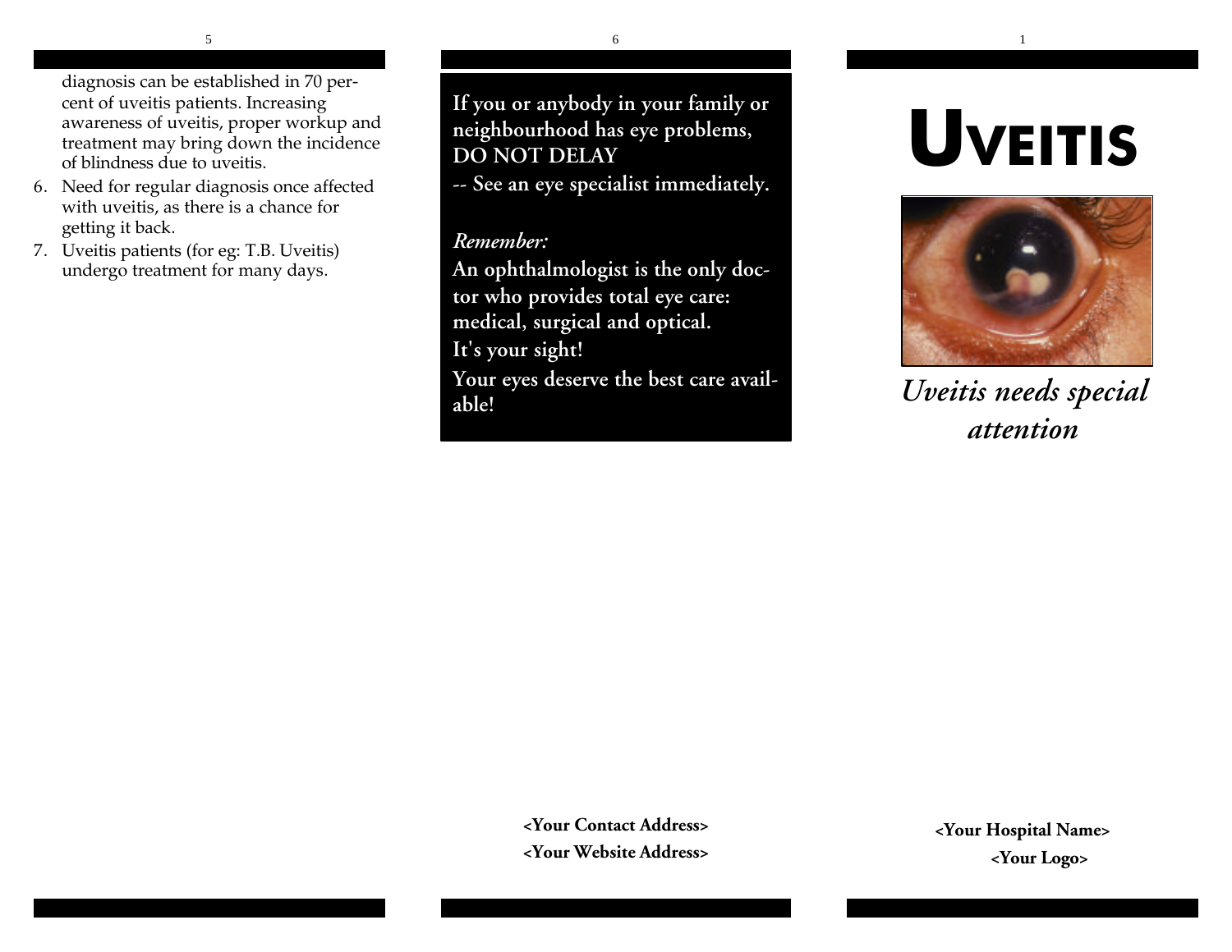diagnosis can be established in 70 percent of uveitis patients. Increasing awareness of uveitis, proper workup and treatment may bring down the incidence of blindness due to uveitis.

6. Need for regular diagnosis once affected with uveitis, as there is a chance for getting it back.
7. Uveitis patients (for eg: T.B. Uveitis) undergo treatment for many days.

**If you or anybody in your family or neighbourhood has eye problems, DO NOT DELAY -- See an eye specialist immediately.**

***Remember:***

**An ophthalmologist is the only doctor who provides total eye care: medical, surgical and optical.**

**It's your sight!**

**Your eyes deserve the best care available!**

**<Your Contact Address>**

**<Your Website Address>**

# UVEITIS

*Uveitis needs special attention*

**<Your Hospital Name>**

**<Your Logo>**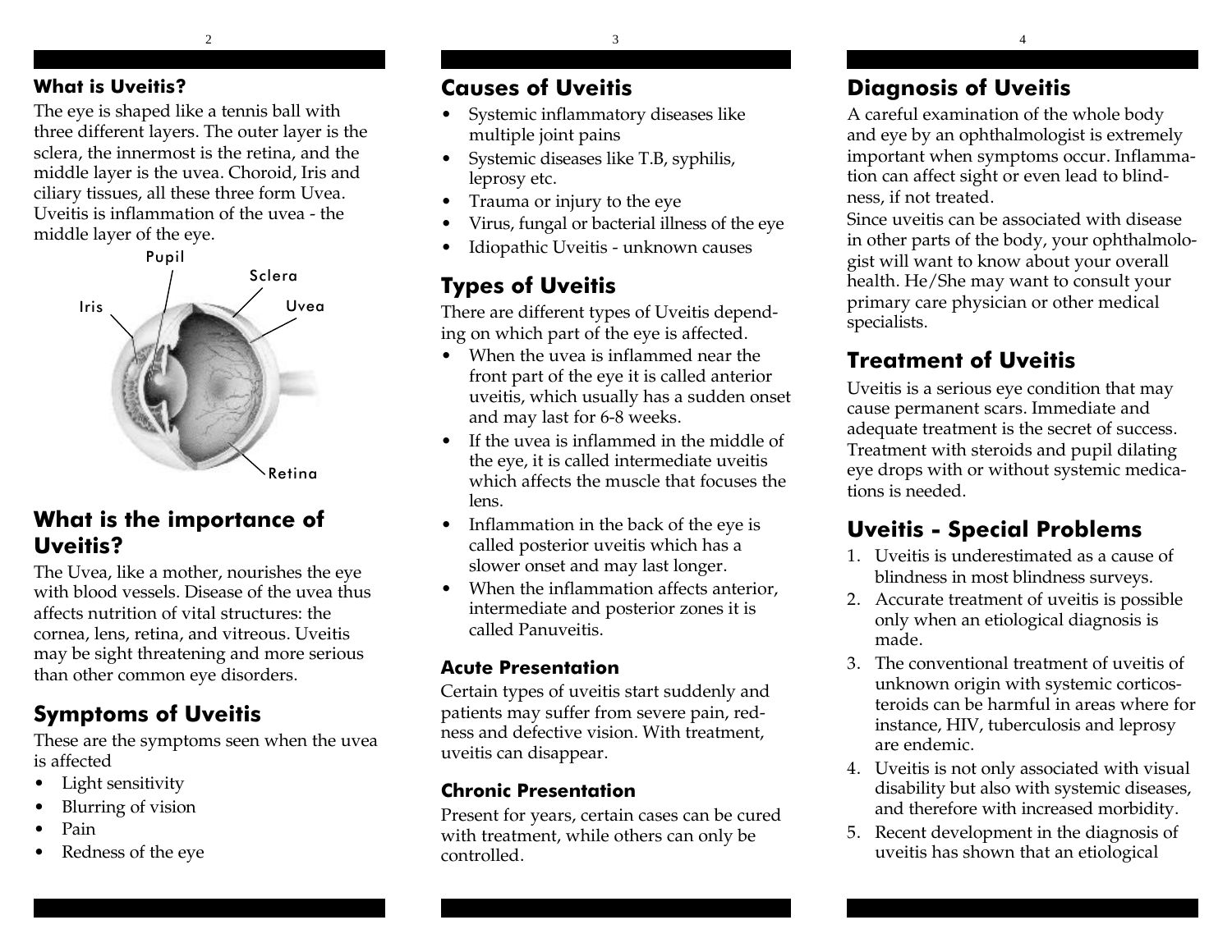## What is Uveitis?

The eye is shaped like a tennis ball with three different layers. The outer layer is the sclera, the innermost is the retina, and the middle layer is the uvea. Choroid, Iris and ciliary tissues, all these three form Uvea. Uveitis is inflammation of the uvea - the middle layer of the eye.

Pupil
Sclera
Iris
Uvea
Retina

## What is the importance of Uveitis?

The Uvea, like a mother, nourishes the eye with blood vessels. Disease of the uvea thus affects nutrition of vital structures: the cornea, lens, retina, and vitreous. Uveitis may be sight threatening and more serious than other common eye disorders.

## Symptoms of Uveitis

These are the symptoms seen when the uvea is affected

- Light sensitivity
- Blurring of vision
- Pain
- Redness of the eye

## Causes of Uveitis

- Systemic inflammatory diseases like multiple joint pains
- Systemic diseases like T.B, syphilis, leprosy etc.
- Trauma or injury to the eye
- Virus, fungal or bacterial illness of the eye
- Idiopathic Uveitis - unknown causes

## Types of Uveitis

There are different types of Uveitis depending on which part of the eye is affected.

- When the uvea is inflammed near the front part of the eye it is called anterior uveitis, which usually has a sudden onset and may last for 6-8 weeks.
- If the uvea is inflammed in the middle of the eye, it is called intermediate uveitis which affects the muscle that focuses the lens.
- Inflammation in the back of the eye is called posterior uveitis which has a slower onset and may last longer.
- When the inflammation affects anterior, intermediate and posterior zones it is called Panuveitis.

### Acute Presentation

Certain types of uveitis start suddenly and patients may suffer from severe pain, redness and defective vision. With treatment, uveitis can disappear.

### Chronic Presentation

Present for years, certain cases can be cured with treatment, while others can only be controlled.

## Diagnosis of Uveitis

A careful examination of the whole body and eye by an ophthalmologist is extremely important when symptoms occur. Inflammation can affect sight or even lead to blindness, if not treated.

Since uveitis can be associated with disease in other parts of the body, your ophthalmologist will want to know about your overall health. He/She may want to consult your primary care physician or other medical specialists.

## Treatment of Uveitis

Uveitis is a serious eye condition that may cause permanent scars. Immediate and adequate treatment is the secret of success. Treatment with steroids and pupil dilating eye drops with or without systemic medications is needed.

## Uveitis - Special Problems

1. Uveitis is underestimated as a cause of blindness in most blindness surveys.
2. Accurate treatment of uveitis is possible only when an etiological diagnosis is made.
3. The conventional treatment of uveitis of unknown origin with systemic corticosteroids can be harmful in areas where for instance, HIV, tuberculosis and leprosy are endemic.
4. Uveitis is not only associated with visual disability but also with systemic diseases, and therefore with increased morbidity.
5. Recent development in the diagnosis of uveitis has shown that an etiological